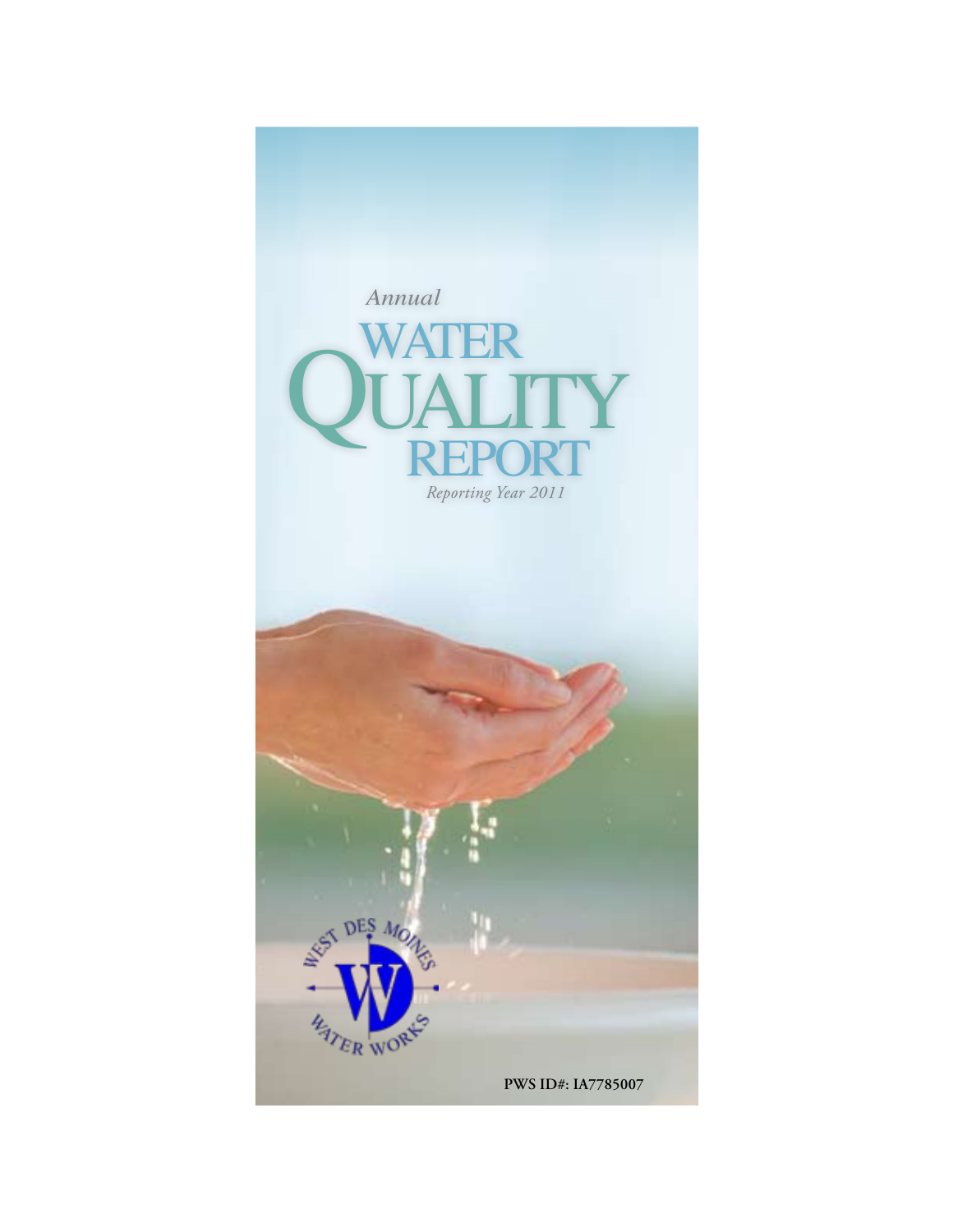*Annual*

# WATER QUALITY REPORT

*Reporting Year 2011*

WEST DES MOINES WATER WORKS

**PWS ID#: IA7785007**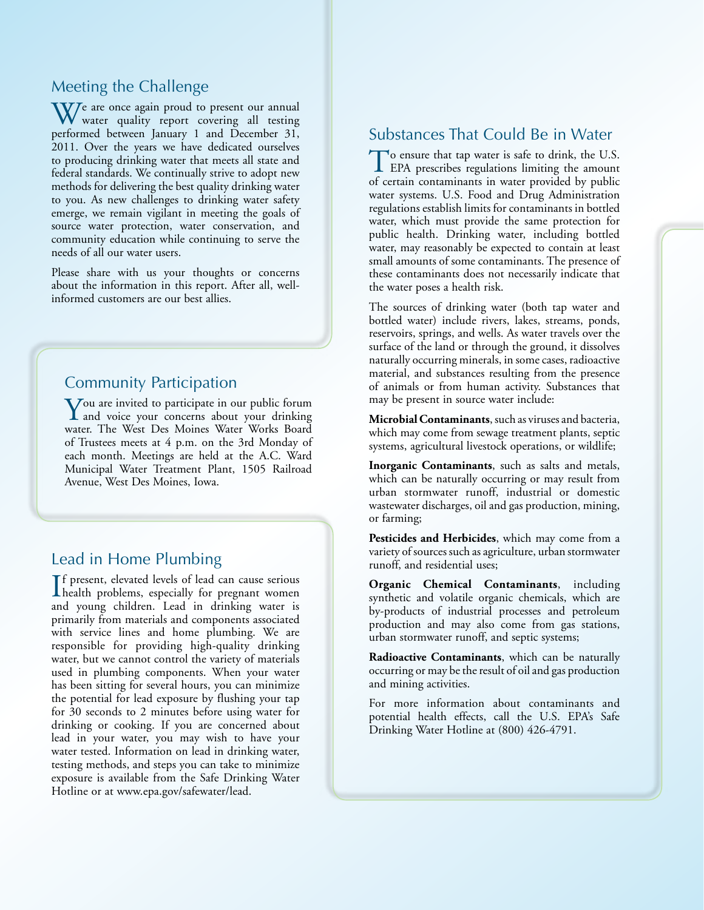## Meeting the Challenge

We are once again proud to present our annual water quality report covering all testing performed between January 1 and December 31, 2011. Over the years we have dedicated ourselves to producing drinking water that meets all state and federal standards. We continually strive to adopt new methods for delivering the best quality drinking water to you. As new challenges to drinking water safety emerge, we remain vigilant in meeting the goals of source water protection, water conservation, and community education while continuing to serve the needs of all our water users.

Please share with us your thoughts or concerns about the information in this report. After all, well-informed customers are our best allies.

## Community Participation

You are invited to participate in our public forum and voice your concerns about your drinking water. The West Des Moines Water Works Board of Trustees meets at 4 p.m. on the 3rd Monday of each month. Meetings are held at the A.C. Ward Municipal Water Treatment Plant, 1505 Railroad Avenue, West Des Moines, Iowa.

## Lead in Home Plumbing

If present, elevated levels of lead can cause serious health problems, especially for pregnant women and young children. Lead in drinking water is primarily from materials and components associated with service lines and home plumbing. We are responsible for providing high-quality drinking water, but we cannot control the variety of materials used in plumbing components. When your water has been sitting for several hours, you can minimize the potential for lead exposure by flushing your tap for 30 seconds to 2 minutes before using water for drinking or cooking. If you are concerned about lead in your water, you may wish to have your water tested. Information on lead in drinking water, testing methods, and steps you can take to minimize exposure is available from the Safe Drinking Water Hotline or at www.epa.gov/safewater/lead.

## Substances That Could Be in Water

To ensure that tap water is safe to drink, the U.S. EPA prescribes regulations limiting the amount of certain contaminants in water provided by public water systems. U.S. Food and Drug Administration regulations establish limits for contaminants in bottled water, which must provide the same protection for public health. Drinking water, including bottled water, may reasonably be expected to contain at least small amounts of some contaminants. The presence of these contaminants does not necessarily indicate that the water poses a health risk.

The sources of drinking water (both tap water and bottled water) include rivers, lakes, streams, ponds, reservoirs, springs, and wells. As water travels over the surface of the land or through the ground, it dissolves naturally occurring minerals, in some cases, radioactive material, and substances resulting from the presence of animals or from human activity. Substances that may be present in source water include:

**Microbial Contaminants**, such as viruses and bacteria, which may come from sewage treatment plants, septic systems, agricultural livestock operations, or wildlife;

**Inorganic Contaminants**, such as salts and metals, which can be naturally occurring or may result from urban stormwater runoff, industrial or domestic wastewater discharges, oil and gas production, mining, or farming;

**Pesticides and Herbicides**, which may come from a variety of sources such as agriculture, urban stormwater runoff, and residential uses;

**Organic Chemical Contaminants**, including synthetic and volatile organic chemicals, which are by-products of industrial processes and petroleum production and may also come from gas stations, urban stormwater runoff, and septic systems;

**Radioactive Contaminants**, which can be naturally occurring or may be the result of oil and gas production and mining activities.

For more information about contaminants and potential health effects, call the U.S. EPA's Safe Drinking Water Hotline at (800) 426-4791.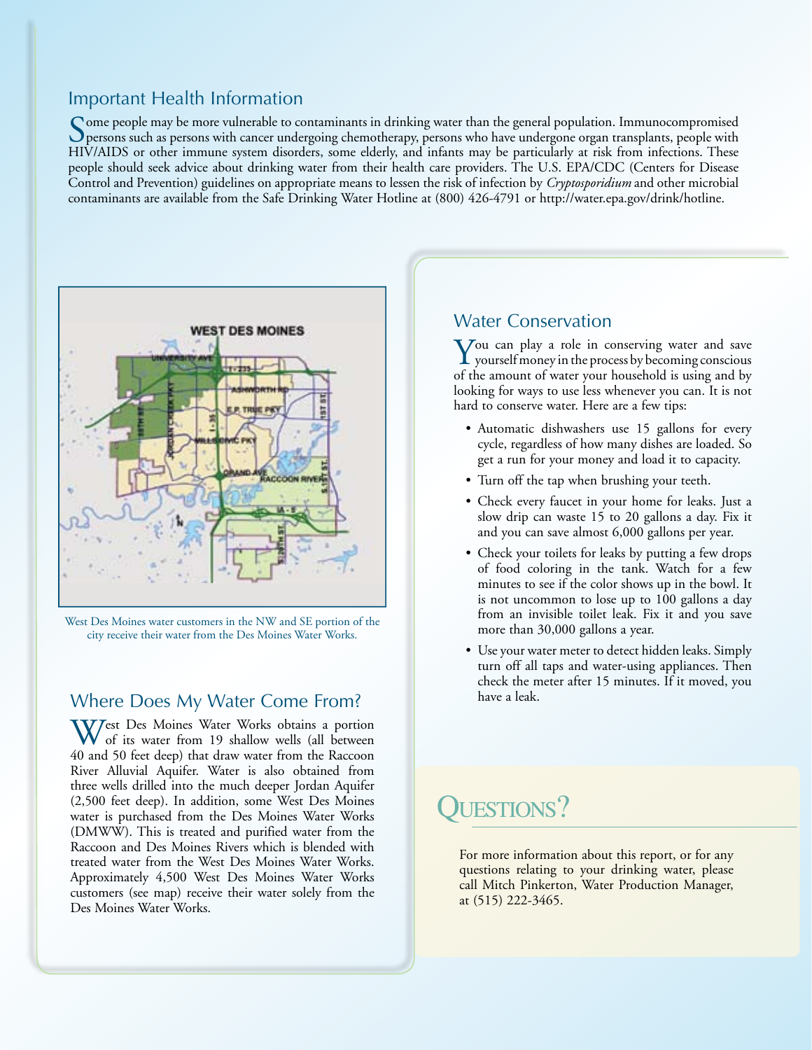## Important Health Information

Some people may be more vulnerable to contaminants in drinking water than the general population. Immunocompromised persons such as persons with cancer undergoing chemotherapy, persons who have undergone organ transplants, people with HIV/AIDS or other immune system disorders, some elderly, and infants may be particularly at risk from infections. These people should seek advice about drinking water from their health care providers. The U.S. EPA/CDC (Centers for Disease Control and Prevention) guidelines on appropriate means to lessen the risk of infection by *Cryptosporidium* and other microbial contaminants are available from the Safe Drinking Water Hotline at (800) 426-4791 or http://water.epa.gov/drink/hotline.

West Des Moines water customers in the NW and SE portion of the city receive their water from the Des Moines Water Works.

## Where Does My Water Come From?

West Des Moines Water Works obtains a portion of its water from 19 shallow wells (all between 40 and 50 feet deep) that draw water from the Raccoon River Alluvial Aquifer. Water is also obtained from three wells drilled into the much deeper Jordan Aquifer (2,500 feet deep). In addition, some West Des Moines water is purchased from the Des Moines Water Works (DMWW). This is treated and purified water from the Raccoon and Des Moines Rivers which is blended with treated water from the West Des Moines Water Works. Approximately 4,500 West Des Moines Water Works customers (see map) receive their water solely from the Des Moines Water Works.

## Water Conservation

You can play a role in conserving water and save yourself money in the process by becoming conscious of the amount of water your household is using and by looking for ways to use less whenever you can. It is not hard to conserve water. Here are a few tips:

- Automatic dishwashers use 15 gallons for every cycle, regardless of how many dishes are loaded. So get a run for your money and load it to capacity.
- Turn off the tap when brushing your teeth.
- Check every faucet in your home for leaks. Just a slow drip can waste 15 to 20 gallons a day. Fix it and you can save almost 6,000 gallons per year.
- Check your toilets for leaks by putting a few drops of food coloring in the tank. Watch for a few minutes to see if the color shows up in the bowl. It is not uncommon to lose up to 100 gallons a day from an invisible toilet leak. Fix it and you save more than 30,000 gallons a year.
- Use your water meter to detect hidden leaks. Simply turn off all taps and water-using appliances. Then check the meter after 15 minutes. If it moved, you have a leak.

## Questions?

For more information about this report, or for any questions relating to your drinking water, please call Mitch Pinkerton, Water Production Manager, at (515) 222-3465.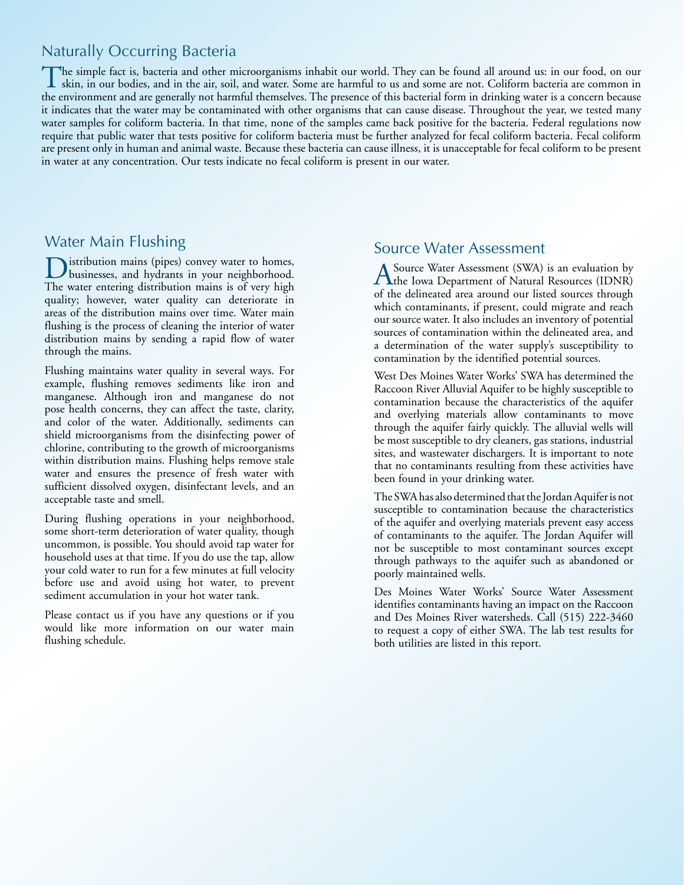## Naturally Occurring Bacteria

The simple fact is, bacteria and other microorganisms inhabit our world. They can be found all around us: in our food, on our skin, in our bodies, and in the air, soil, and water. Some are harmful to us and some are not. Coliform bacteria are common in the environment and are generally not harmful themselves. The presence of this bacterial form in drinking water is a concern because it indicates that the water may be contaminated with other organisms that can cause disease. Throughout the year, we tested many water samples for coliform bacteria. In that time, none of the samples came back positive for the bacteria. Federal regulations now require that public water that tests positive for coliform bacteria must be further analyzed for fecal coliform bacteria. Fecal coliform are present only in human and animal waste. Because these bacteria can cause illness, it is unacceptable for fecal coliform to be present in water at any concentration. Our tests indicate no fecal coliform is present in our water.

## Water Main Flushing

Distribution mains (pipes) convey water to homes, businesses, and hydrants in your neighborhood. The water entering distribution mains is of very high quality; however, water quality can deteriorate in areas of the distribution mains over time. Water main flushing is the process of cleaning the interior of water distribution mains by sending a rapid flow of water through the mains.

Flushing maintains water quality in several ways. For example, flushing removes sediments like iron and manganese. Although iron and manganese do not pose health concerns, they can affect the taste, clarity, and color of the water. Additionally, sediments can shield microorganisms from the disinfecting power of chlorine, contributing to the growth of microorganisms within distribution mains. Flushing helps remove stale water and ensures the presence of fresh water with sufficient dissolved oxygen, disinfectant levels, and an acceptable taste and smell.

During flushing operations in your neighborhood, some short-term deterioration of water quality, though uncommon, is possible. You should avoid tap water for household uses at that time. If you do use the tap, allow your cold water to run for a few minutes at full velocity before use and avoid using hot water, to prevent sediment accumulation in your hot water tank.

Please contact us if you have any questions or if you would like more information on our water main flushing schedule.

## Source Water Assessment

A Source Water Assessment (SWA) is an evaluation by the Iowa Department of Natural Resources (IDNR) of the delineated area around our listed sources through which contaminants, if present, could migrate and reach our source water. It also includes an inventory of potential sources of contamination within the delineated area, and a determination of the water supply's susceptibility to contamination by the identified potential sources.

West Des Moines Water Works' SWA has determined the Raccoon River Alluvial Aquifer to be highly susceptible to contamination because the characteristics of the aquifer and overlying materials allow contaminants to move through the aquifer fairly quickly. The alluvial wells will be most susceptible to dry cleaners, gas stations, industrial sites, and wastewater dischargers. It is important to note that no contaminants resulting from these activities have been found in your drinking water.

The SWA has also determined that the Jordan Aquifer is not susceptible to contamination because the characteristics of the aquifer and overlying materials prevent easy access of contaminants to the aquifer. The Jordan Aquifer will not be susceptible to most contaminant sources except through pathways to the aquifer such as abandoned or poorly maintained wells.

Des Moines Water Works' Source Water Assessment identifies contaminants having an impact on the Raccoon and Des Moines River watersheds. Call (515) 222-3460 to request a copy of either SWA. The lab test results for both utilities are listed in this report.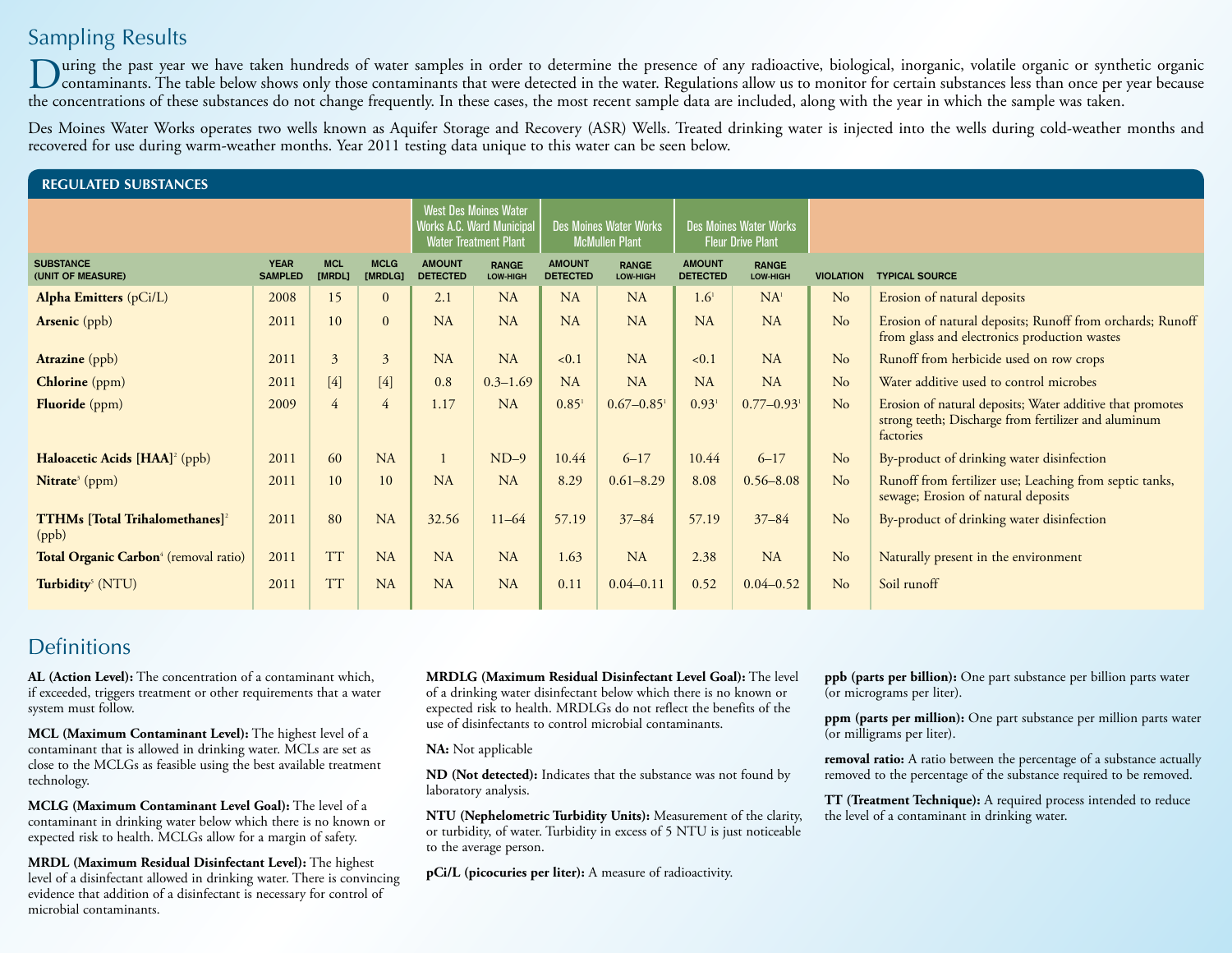## Sampling Results

During the past year we have taken hundreds of water samples in order to determine the presence of any radioactive, biological, inorganic, volatile organic or synthetic organic contaminants. The table below shows only those contaminants that were detected in the water. Regulations allow us to monitor for certain substances less than once per year because the concentrations of these substances do not change frequently. In these cases, the most recent sample data are included, along with the year in which the sample was taken.

Des Moines Water Works operates two wells known as Aquifer Storage and Recovery (ASR) Wells. Treated drinking water is injected into the wells during cold-weather months and recovered for use during warm-weather months. Year 2011 testing data unique to this water can be seen below.

### REGULATED SUBSTANCES

| | | | | West Des Moines Water Works A.C. Ward Municipal Water Treatment Plant | | Des Moines Water Works McMullen Plant | | Des Moines Water Works Fleur Drive Plant | | | |
|---|---|---|---|---|---|---|---|---|---|---|---|
| SUBSTANCE (UNIT OF MEASURE) | YEAR SAMPLED | MCL [MRDL] | MCLG [MRDLG] | AMOUNT DETECTED | RANGE LOW-HIGH | AMOUNT DETECTED | RANGE LOW-HIGH | AMOUNT DETECTED | RANGE LOW-HIGH | VIOLATION | TYPICAL SOURCE |
| **Alpha Emitters** (pCi/L) | 2008 | 15 | 0 | 2.1 | NA | NA | NA | 1.6[1] | NA[1] | No | Erosion of natural deposits |
| **Arsenic** (ppb) | 2011 | 10 | 0 | NA | NA | NA | NA | NA | NA | No | Erosion of natural deposits; Runoff from orchards; Runoff from glass and electronics production wastes |
| **Atrazine** (ppb) | 2011 | 3 | 3 | NA | NA | <0.1 | NA | <0.1 | NA | No | Runoff from herbicide used on row crops |
| **Chlorine** (ppm) | 2011 | [4] | [4] | 0.8 | 0.3–1.69 | NA | NA | NA | NA | No | Water additive used to control microbes |
| **Fluoride** (ppm) | 2009 | 4 | 4 | 1.17 | NA | 0.85[1] | 0.67–0.85[1] | 0.93[1] | 0.77–0.93[1] | No | Erosion of natural deposits; Water additive that promotes strong teeth; Discharge from fertilizer and aluminum factories |
| **Haloacetic Acids [HAA]**[2] (ppb) | 2011 | 60 | NA | 1 | ND–9 | 10.44 | 6–17 | 10.44 | 6–17 | No | By-product of drinking water disinfection |
| **Nitrate**[3] (ppm) | 2011 | 10 | 10 | NA | NA | 8.29 | 0.61–8.29 | 8.08 | 0.56–8.08 | No | Runoff from fertilizer use; Leaching from septic tanks, sewage; Erosion of natural deposits |
| **TTHMs [Total Trihalomethanes]**[2] (ppb) | 2011 | 80 | NA | 32.56 | 11–64 | 57.19 | 37–84 | 57.19 | 37–84 | No | By-product of drinking water disinfection |
| **Total Organic Carbon**[4] (removal ratio) | 2011 | TT | NA | NA | NA | 1.63 | NA | 2.38 | NA | No | Naturally present in the environment |
| **Turbidity**[5] (NTU) | 2011 | TT | NA | NA | NA | 0.11 | 0.04–0.11 | 0.52 | 0.04–0.52 | No | Soil runoff |

## Definitions

**AL (Action Level):** The concentration of a contaminant which, if exceeded, triggers treatment or other requirements that a water system must follow.

**MCL (Maximum Contaminant Level):** The highest level of a contaminant that is allowed in drinking water. MCLs are set as close to the MCLGs as feasible using the best available treatment technology.

**MCLG (Maximum Contaminant Level Goal):** The level of a contaminant in drinking water below which there is no known or expected risk to health. MCLGs allow for a margin of safety.

**MRDL (Maximum Residual Disinfectant Level):** The highest level of a disinfectant allowed in drinking water. There is convincing evidence that addition of a disinfectant is necessary for control of microbial contaminants.

**MRDLG (Maximum Residual Disinfectant Level Goal):** The level of a drinking water disinfectant below which there is no known or expected risk to health. MRDLGs do not reflect the benefits of the use of disinfectants to control microbial contaminants.

**NA:** Not applicable

**ND (Not detected):** Indicates that the substance was not found by laboratory analysis.

**NTU (Nephelometric Turbidity Units):** Measurement of the clarity, or turbidity, of water. Turbidity in excess of 5 NTU is just noticeable to the average person.

**pCi/L (picocuries per liter):** A measure of radioactivity.

**ppb (parts per billion):** One part substance per billion parts water (or micrograms per liter).

**ppm (parts per million):** One part substance per million parts water (or milligrams per liter).

**removal ratio:** A ratio between the percentage of a substance actually removed to the percentage of the substance required to be removed.

**TT (Treatment Technique):** A required process intended to reduce the level of a contaminant in drinking water.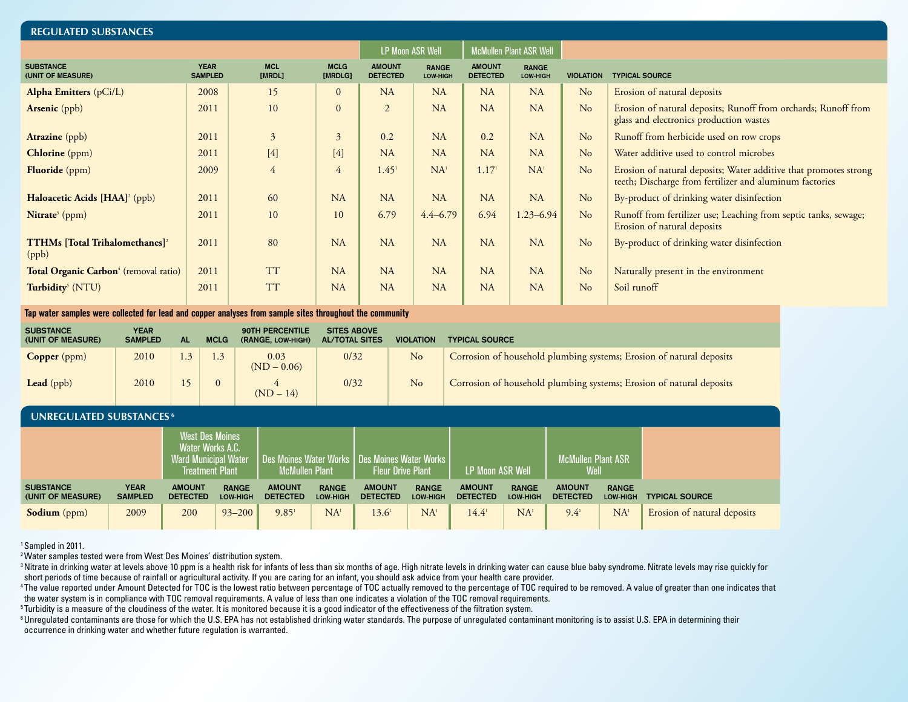## REGULATED SUBSTANCES

| SUBSTANCE (UNIT OF MEASURE) | YEAR SAMPLED | MCL [MRDL] | MCLG [MRDLG] | LP Moon ASR Well | | McMullen Plant ASR Well | | VIOLATION | TYPICAL SOURCE |
|---|---|---|---|---|---|---|---|---|---|
| | | | | AMOUNT DETECTED | RANGE LOW-HIGH | AMOUNT DETECTED | RANGE LOW-HIGH | | |
| **Alpha Emitters** (pCi/L) | 2008 | 15 | 0 | NA | NA | NA | NA | No | Erosion of natural deposits |
| **Arsenic** (ppb) | 2011 | 10 | 0 | 2 | NA | NA | NA | No | Erosion of natural deposits; Runoff from orchards; Runoff from glass and electronics production wastes |
| **Atrazine** (ppb) | 2011 | 3 | 3 | 0.2 | NA | 0.2 | NA | No | Runoff from herbicide used on row crops |
| **Chlorine** (ppm) | 2011 | [4] | [4] | NA | NA | NA | NA | No | Water additive used to control microbes |
| **Fluoride** (ppm) | 2009 | 4 | 4 | 1.45[1] | NA[1] | 1.17[1] | NA[1] | No | Erosion of natural deposits; Water additive that promotes strong teeth; Discharge from fertilizer and aluminum factories |
| **Haloacetic Acids [HAA]**[2] (ppb) | 2011 | 60 | NA | NA | NA | NA | NA | No | By-product of drinking water disinfection |
| **Nitrate**[3] (ppm) | 2011 | 10 | 10 | 6.79 | 4.4–6.79 | 6.94 | 1.23–6.94 | No | Runoff from fertilizer use; Leaching from septic tanks, sewage; Erosion of natural deposits |
| **TTHMs [Total Trihalomethanes]**[2] (ppb) | 2011 | 80 | NA | NA | NA | NA | NA | No | By-product of drinking water disinfection |
| **Total Organic Carbon**[4] (removal ratio) | 2011 | TT | NA | NA | NA | NA | NA | No | Naturally present in the environment |
| **Turbidity**[5] (NTU) | 2011 | TT | NA | NA | NA | NA | NA | No | Soil runoff |

**Tap water samples were collected for lead and copper analyses from sample sites throughout the community**

| SUBSTANCE (UNIT OF MEASURE) | YEAR SAMPLED | AL | MCLG | 90TH PERCENTILE (RANGE, LOW-HIGH) | SITES ABOVE AL/TOTAL SITES | VIOLATION | TYPICAL SOURCE |
|---|---|---|---|---|---|---|---|
| **Copper** (ppm) | 2010 | 1.3 | 1.3 | 0.03 (ND – 0.06) | 0/32 | No | Corrosion of household plumbing systems; Erosion of natural deposits |
| **Lead** (ppb) | 2010 | 15 | 0 | 4 (ND – 14) | 0/32 | No | Corrosion of household plumbing systems; Erosion of natural deposits |

## UNREGULATED SUBSTANCES[6]

| SUBSTANCE (UNIT OF MEASURE) | YEAR SAMPLED | West Des Moines Water Works A.C. Ward Municipal Water Treatment Plant | | Des Moines Water Works McMullen Plant | | Des Moines Water Works Fleur Drive Plant | | LP Moon ASR Well | | McMullen Plant ASR Well | | TYPICAL SOURCE |
|---|---|---|---|---|---|---|---|---|---|---|---|---|
| | | AMOUNT DETECTED | RANGE LOW-HIGH | AMOUNT DETECTED | RANGE LOW-HIGH | AMOUNT DETECTED | RANGE LOW-HIGH | AMOUNT DETECTED | RANGE LOW-HIGH | AMOUNT DETECTED | RANGE LOW-HIGH | |
| **Sodium** (ppm) | 2009 | 200 | 93–200 | 9.85[1] | NA[1] | 13.6[1] | NA[1] | 14.4[1] | NA[1] | 9.4[1] | NA[1] | Erosion of natural deposits |

[1] Sampled in 2011.

[2] Water samples tested were from West Des Moines' distribution system.

[3] Nitrate in drinking water at levels above 10 ppm is a health risk for infants of less than six months of age. High nitrate levels in drinking water can cause blue baby syndrome. Nitrate levels may rise quickly for short periods of time because of rainfall or agricultural activity. If you are caring for an infant, you should ask advice from your health care provider.

[4] The value reported under Amount Detected for TOC is the lowest ratio between percentage of TOC actually removed to the percentage of TOC required to be removed. A value of greater than one indicates that the water system is in compliance with TOC removal requirements. A value of less than one indicates a violation of the TOC removal requirements.

[5] Turbidity is a measure of the cloudiness of the water. It is monitored because it is a good indicator of the effectiveness of the filtration system.

[6] Unregulated contaminants are those for which the U.S. EPA has not established drinking water standards. The purpose of unregulated contaminant monitoring is to assist U.S. EPA in determining their occurrence in drinking water and whether future regulation is warranted.